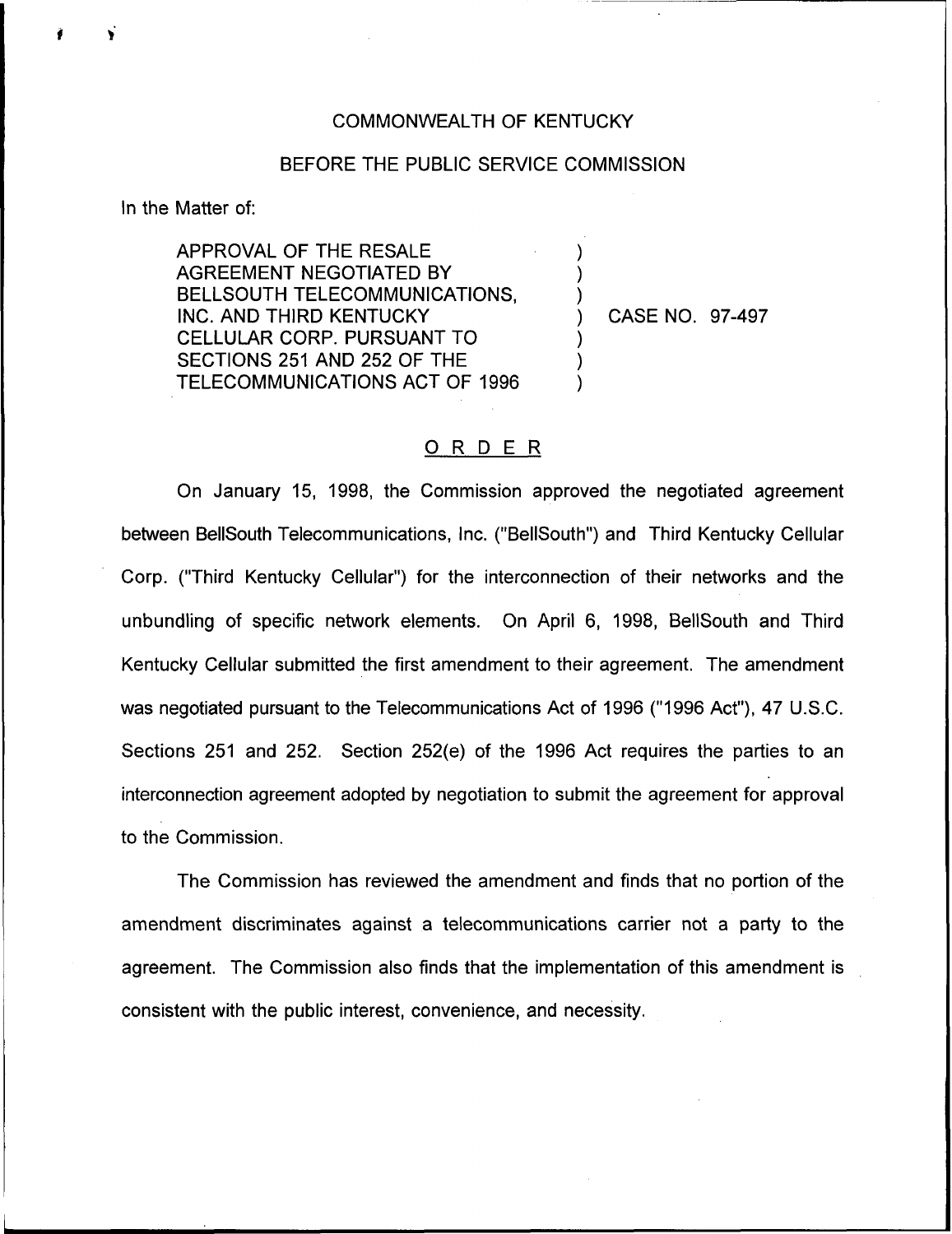COMMONWEALTH OF KENTUCKY

BEFORE THE PUBLIC SERVICE COMMISSION

In the Matter of:

| | | |
|---|---|---|
| APPROVAL OF THE RESALE AGREEMENT NEGOTIATED BY BELLSOUTH TELECOMMUNICATIONS, INC. AND THIRD KENTUCKY CELLULAR CORP. PURSUANT TO SECTIONS 251 AND 252 OF THE TELECOMMUNICATIONS ACT OF 1996 | ) | CASE NO. 97-497 |

## ORDER

On January 15, 1998, the Commission approved the negotiated agreement between BellSouth Telecommunications, Inc. ("BellSouth") and Third Kentucky Cellular Corp. ("Third Kentucky Cellular") for the interconnection of their networks and the unbundling of specific network elements. On April 6, 1998, BellSouth and Third Kentucky Cellular submitted the first amendment to their agreement. The amendment was negotiated pursuant to the Telecommunications Act of 1996 ("1996 Act"), 47 U.S.C. Sections 251 and 252. Section 252(e) of the 1996 Act requires the parties to an interconnection agreement adopted by negotiation to submit the agreement for approval to the Commission.

The Commission has reviewed the amendment and finds that no portion of the amendment discriminates against a telecommunications carrier not a party to the agreement. The Commission also finds that the implementation of this amendment is consistent with the public interest, convenience, and necessity.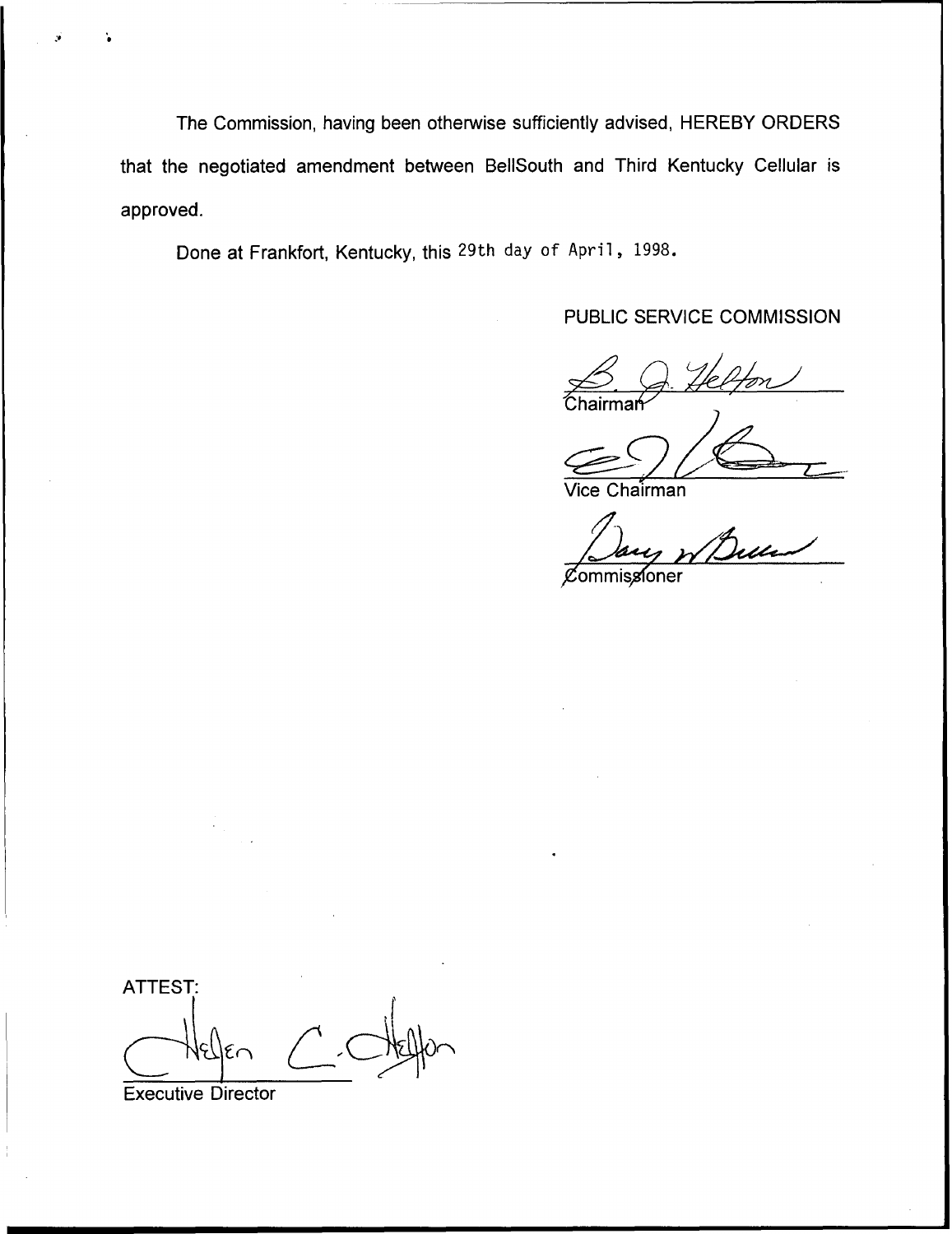The Commission, having been otherwise sufficiently advised, HEREBY ORDERS that the negotiated amendment between BellSouth and Third Kentucky Cellular is approved.

Done at Frankfort, Kentucky, this 29th day of April, 1998.

PUBLIC SERVICE COMMISSION

Chairman

Vice Chairman

Commissioner

ATTEST:

Executive Director